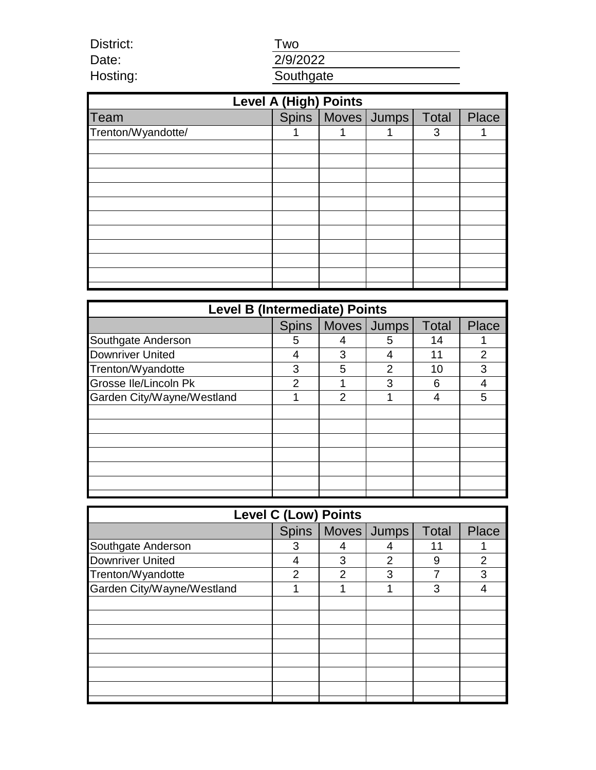District: Two

Date: 2/9/2022

Hosting: Southgate

| Level A (High) Points | | | | | |
|---|---|---|---|---|---|
| Team | Spins | Moves | Jumps | Total | Place |
| Trenton/Wyandotte/ | 1 | 1 | 1 | 3 | 1 |

| Level B (Intermediate) Points | | | | | |
|---|---|---|---|---|---|
| | Spins | Moves | Jumps | Total | Place |
| Southgate Anderson | 5 | 4 | 5 | 14 | 1 |
| Downriver United | 4 | 3 | 4 | 11 | 2 |
| Trenton/Wyandotte | 3 | 5 | 2 | 10 | 3 |
| Grosse Ile/Lincoln Pk | 2 | 1 | 3 | 6 | 4 |
| Garden City/Wayne/Westland | 1 | 2 | 1 | 4 | 5 |

| Level C (Low) Points | | | | | |
|---|---|---|---|---|---|
| | Spins | Moves | Jumps | Total | Place |
| Southgate Anderson | 3 | 4 | 4 | 11 | 1 |
| Downriver United | 4 | 3 | 2 | 9 | 2 |
| Trenton/Wyandotte | 2 | 2 | 3 | 7 | 3 |
| Garden City/Wayne/Westland | 1 | 1 | 1 | 3 | 4 |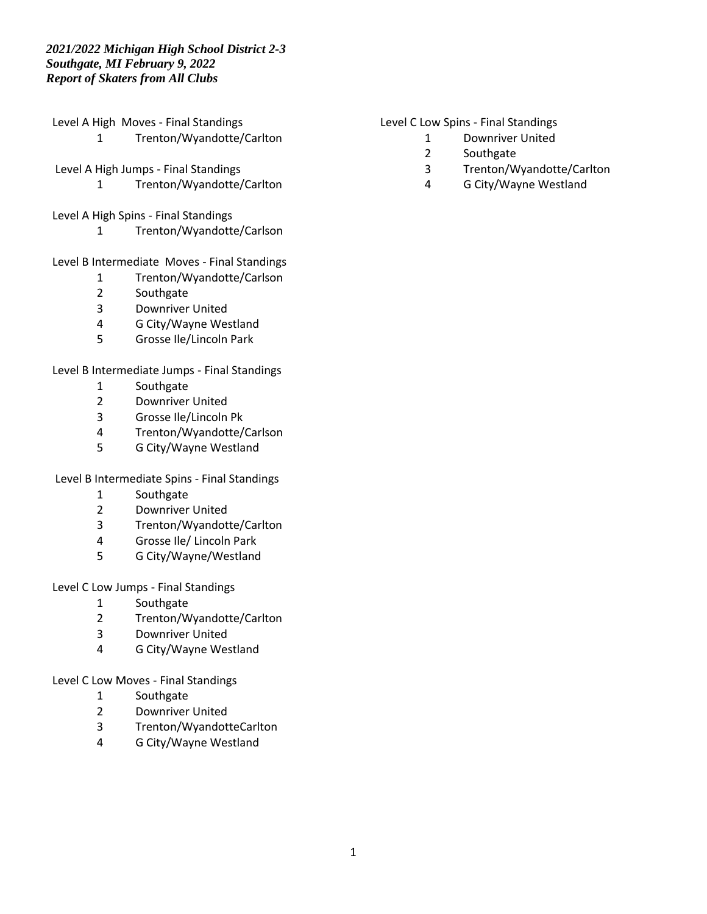***2021/2022 Michigan High School District 2-3***
***Southgate, MI February 9, 2022***
***Report of Skaters from All Clubs***

Level A High Moves - Final Standings

1 Trenton/Wyandotte/Carlton

Level A High Jumps - Final Standings

1 Trenton/Wyandotte/Carlton

Level A High Spins - Final Standings

1 Trenton/Wyandotte/Carlson

Level B Intermediate Moves - Final Standings

1 Trenton/Wyandotte/Carlson
2 Southgate
3 Downriver United
4 G City/Wayne Westland
5 Grosse Ile/Lincoln Park

Level B Intermediate Jumps - Final Standings

1 Southgate
2 Downriver United
3 Grosse Ile/Lincoln Pk
4 Trenton/Wyandotte/Carlson
5 G City/Wayne Westland

Level B Intermediate Spins - Final Standings

1 Southgate
2 Downriver United
3 Trenton/Wyandotte/Carlton
4 Grosse Ile/ Lincoln Park
5 G City/Wayne/Westland

Level C Low Jumps - Final Standings

1 Southgate
2 Trenton/Wyandotte/Carlton
3 Downriver United
4 G City/Wayne Westland

Level C Low Moves - Final Standings

1 Southgate
2 Downriver United
3 Trenton/WyandotteCarlton
4 G City/Wayne Westland

Level C Low Spins - Final Standings

1 Downriver United
2 Southgate
3 Trenton/Wyandotte/Carlton
4 G City/Wayne Westland